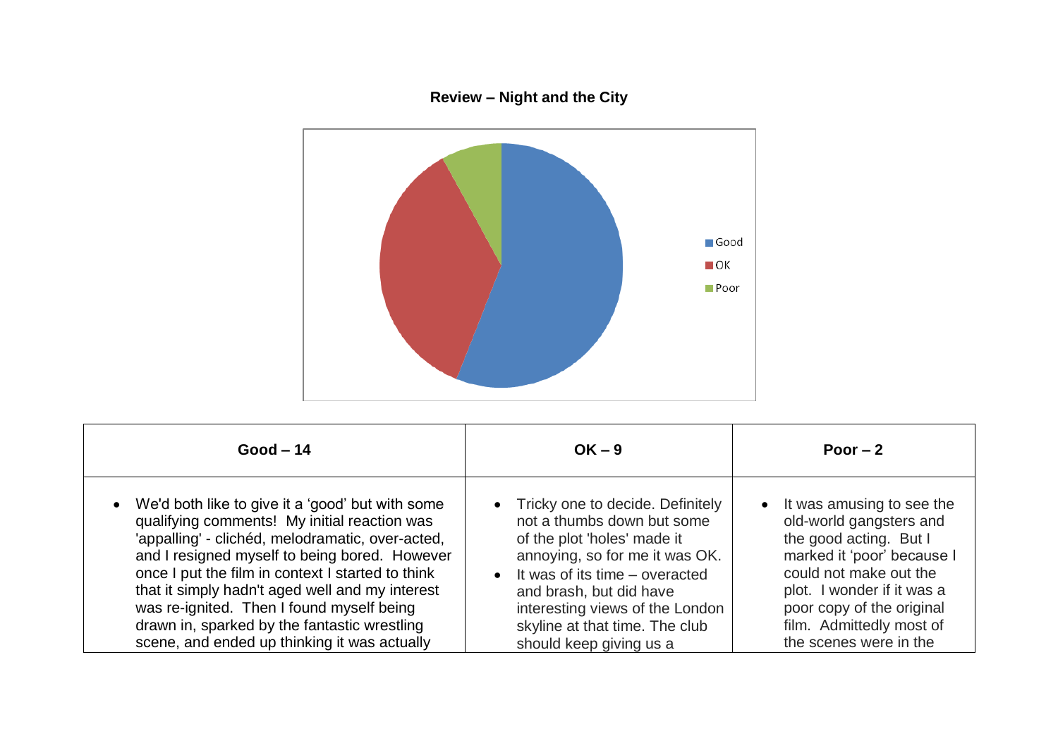**Review – Night and the City**

Good
OK
Poor

| Good – 14 | OK – 9 | Poor – 2 |
| --- | --- | --- |
| • We'd both like to give it a 'good' but with some qualifying comments! My initial reaction was 'appalling' - clichéd, melodramatic, over-acted, and I resigned myself to being bored. However once I put the film in context I started to think that it simply hadn't aged well and my interest was re-ignited. Then I found myself being drawn in, sparked by the fantastic wrestling scene, and ended up thinking it was actually | • Tricky one to decide. Definitely not a thumbs down but some of the plot 'holes' made it annoying, so for me it was OK.<br>• It was of its time – overacted and brash, but did have interesting views of the London skyline at that time. The club should keep giving us a | • It was amusing to see the old-world gangsters and the good acting. But I marked it 'poor' because I could not make out the plot. I wonder if it was a poor copy of the original film. Admittedly most of the scenes were in the |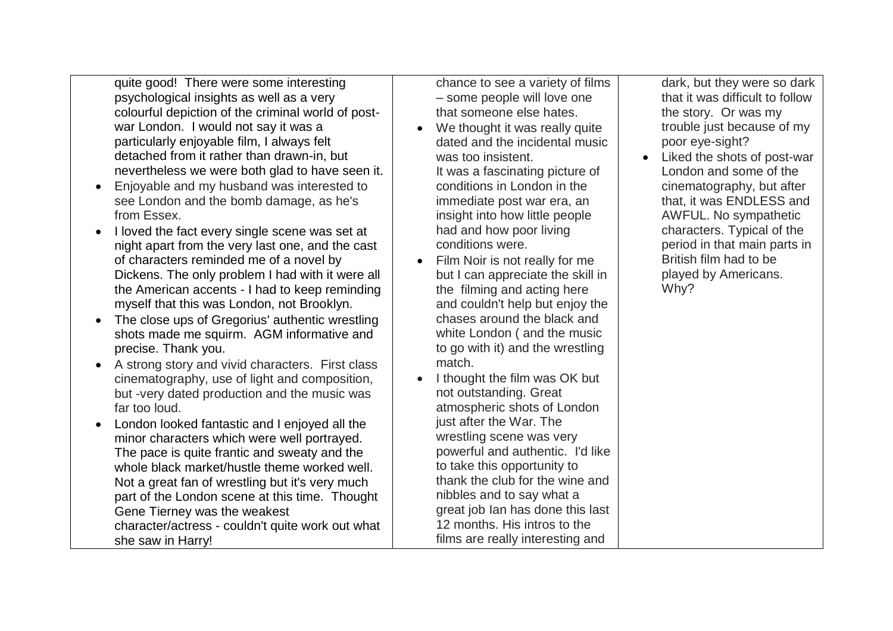quite good! There were some interesting psychological insights as well as a very colourful depiction of the criminal world of post-war London. I would not say it was a particularly enjoyable film, I always felt detached from it rather than drawn-in, but nevertheless we were both glad to have seen it.

- Enjoyable and my husband was interested to see London and the bomb damage, as he's from Essex.
- I loved the fact every single scene was set at night apart from the very last one, and the cast of characters reminded me of a novel by Dickens. The only problem I had with it were all the American accents - I had to keep reminding myself that this was London, not Brooklyn.
- The close ups of Gregorius' authentic wrestling shots made me squirm. AGM informative and precise. Thank you.
- A strong story and vivid characters. First class cinematography, use of light and composition, but -very dated production and the music was far too loud.
- London looked fantastic and I enjoyed all the minor characters which were well portrayed. The pace is quite frantic and sweaty and the whole black market/hustle theme worked well. Not a great fan of wrestling but it's very much part of the London scene at this time. Thought Gene Tierney was the weakest character/actress - couldn't quite work out what she saw in Harry!

chance to see a variety of films – some people will love one that someone else hates.

- We thought it was really quite dated and the incidental music was too insistent.
  It was a fascinating picture of conditions in London in the immediate post war era, an insight into how little people had and how poor living conditions were.
- Film Noir is not really for me but I can appreciate the skill in the filming and acting here and couldn't help but enjoy the chases around the black and white London ( and the music to go with it) and the wrestling match.
- I thought the film was OK but not outstanding. Great atmospheric shots of London just after the War. The wrestling scene was very powerful and authentic. I'd like to take this opportunity to thank the club for the wine and nibbles and to say what a great job Ian has done this last 12 months. His intros to the films are really interesting and

dark, but they were so dark that it was difficult to follow the story. Or was my trouble just because of my poor eye-sight?

- Liked the shots of post-war London and some of the cinematography, but after that, it was ENDLESS and AWFUL. No sympathetic characters. Typical of the period in that main parts in British film had to be played by Americans. Why?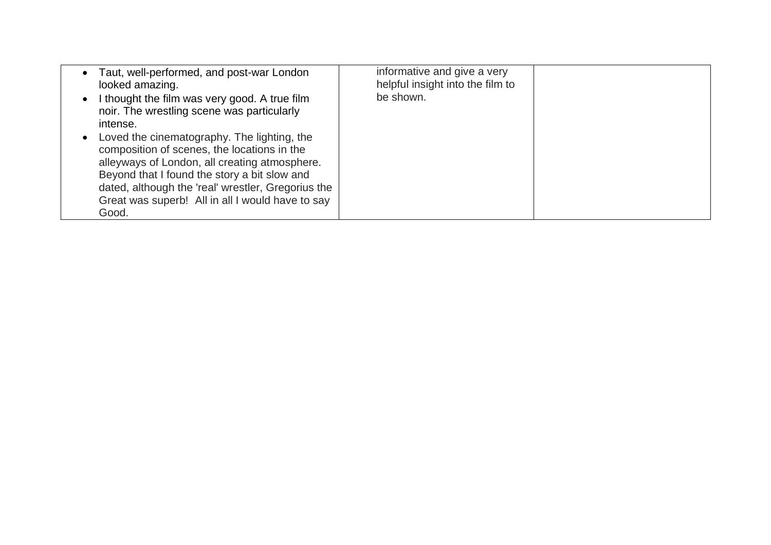| | | |
|---|---|---|
| • Taut, well-performed, and post-war London looked amazing.<br>• I thought the film was very good. A true film noir. The wrestling scene was particularly intense.<br>• Loved the cinematography. The lighting, the composition of scenes, the locations in the alleyways of London, all creating atmosphere. Beyond that I found the story a bit slow and dated, although the 'real' wrestler, Gregorius the Great was superb!  All in all I would have to say Good. | informative and give a very helpful insight into the film to be shown. | |